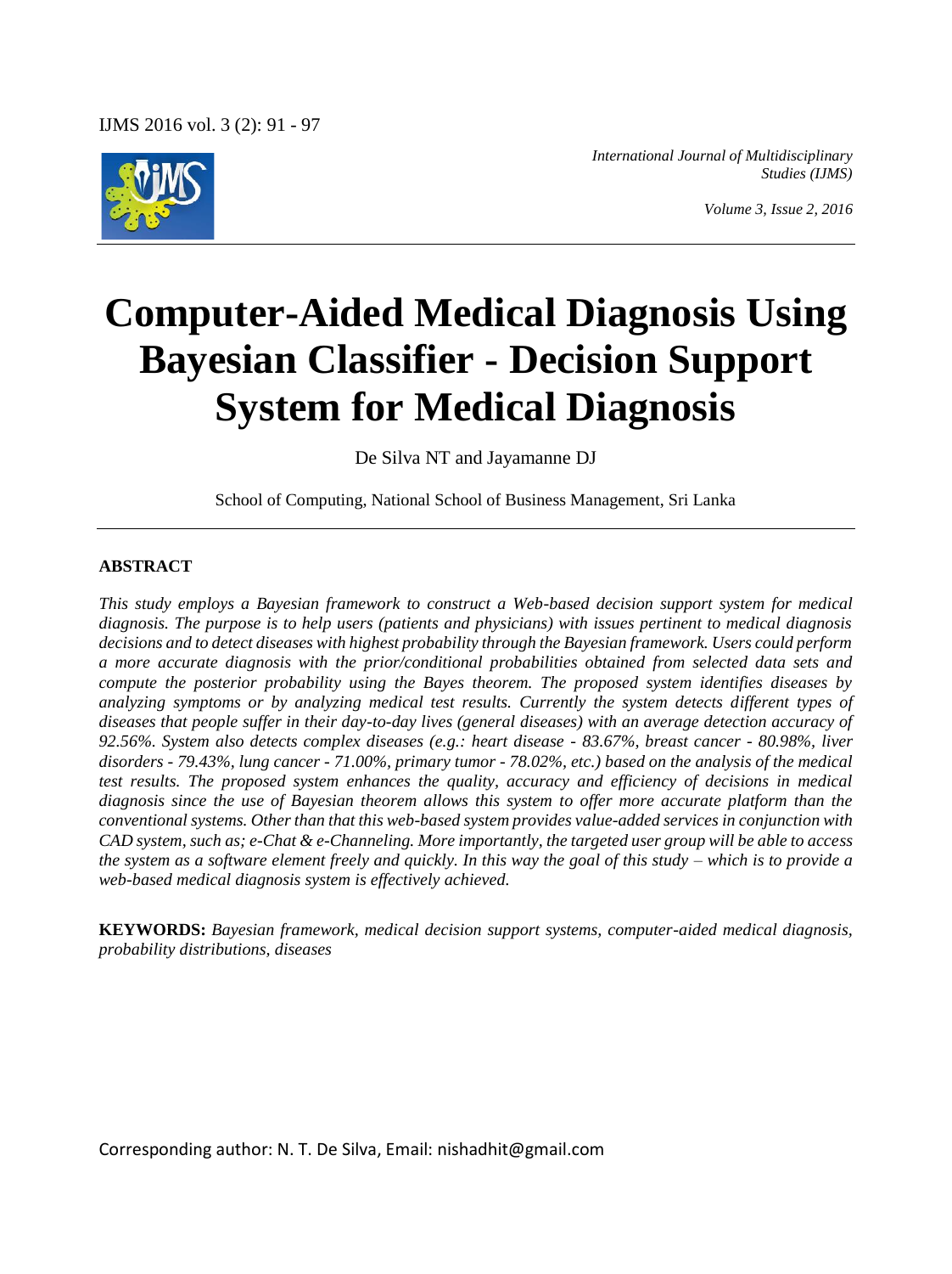# Computer-Aided Medical Diagnosis Using Bayesian Classifier - Decision Support System for Medical Diagnosis

De Silva NT and Jayamanne DJ

School of Computing, National School of Business Management, Sri Lanka

## ABSTRACT

*This study employs a Bayesian framework to construct a Web-based decision support system for medical diagnosis. The purpose is to help users (patients and physicians) with issues pertinent to medical diagnosis decisions and to detect diseases with highest probability through the Bayesian framework. Users could perform a more accurate diagnosis with the prior/conditional probabilities obtained from selected data sets and compute the posterior probability using the Bayes theorem. The proposed system identifies diseases by analyzing symptoms or by analyzing medical test results. Currently the system detects different types of diseases that people suffer in their day-to-day lives (general diseases) with an average detection accuracy of 92.56%. System also detects complex diseases (e.g.: heart disease - 83.67%, breast cancer - 80.98%, liver disorders - 79.43%, lung cancer - 71.00%, primary tumor - 78.02%, etc.) based on the analysis of the medical test results. The proposed system enhances the quality, accuracy and efficiency of decisions in medical diagnosis since the use of Bayesian theorem allows this system to offer more accurate platform than the conventional systems. Other than that this web-based system provides value-added services in conjunction with CAD system, such as; e-Chat & e-Channeling. More importantly, the targeted user group will be able to access the system as a software element freely and quickly. In this way the goal of this study – which is to provide a web-based medical diagnosis system is effectively achieved.*

**KEYWORDS:** *Bayesian framework, medical decision support systems, computer-aided medical diagnosis, probability distributions, diseases*

Corresponding author: N. T. De Silva, Email: nishadhit@gmail.com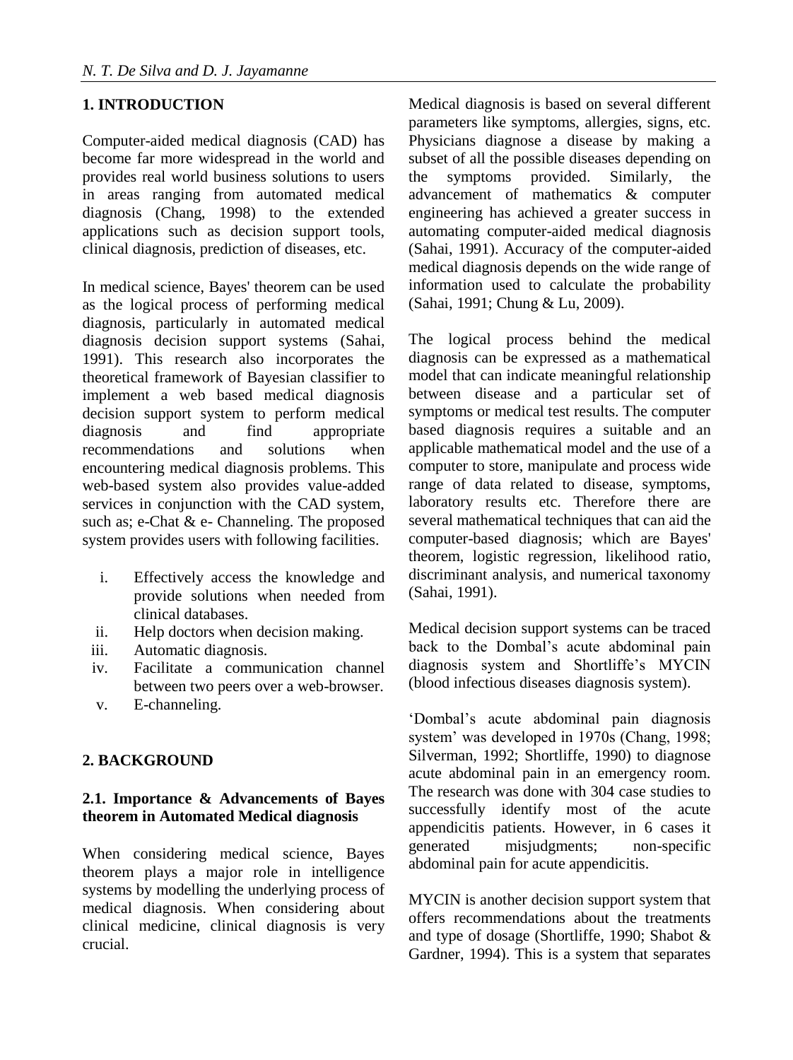## 1. INTRODUCTION

Computer-aided medical diagnosis (CAD) has become far more widespread in the world and provides real world business solutions to users in areas ranging from automated medical diagnosis (Chang, 1998) to the extended applications such as decision support tools, clinical diagnosis, prediction of diseases, etc.

In medical science, Bayes' theorem can be used as the logical process of performing medical diagnosis, particularly in automated medical diagnosis decision support systems (Sahai, 1991). This research also incorporates the theoretical framework of Bayesian classifier to implement a web based medical diagnosis decision support system to perform medical diagnosis and find appropriate recommendations and solutions when encountering medical diagnosis problems. This web-based system also provides value-added services in conjunction with the CAD system, such as; e-Chat & e- Channeling. The proposed system provides users with following facilities.

i. Effectively access the knowledge and provide solutions when needed from clinical databases.
ii. Help doctors when decision making.
iii. Automatic diagnosis.
iv. Facilitate a communication channel between two peers over a web-browser.
v. E-channeling.

## 2. BACKGROUND

### 2.1. Importance & Advancements of Bayes theorem in Automated Medical diagnosis

When considering medical science, Bayes theorem plays a major role in intelligence systems by modelling the underlying process of medical diagnosis. When considering about clinical medicine, clinical diagnosis is very crucial.

Medical diagnosis is based on several different parameters like symptoms, allergies, signs, etc. Physicians diagnose a disease by making a subset of all the possible diseases depending on the symptoms provided. Similarly, the advancement of mathematics & computer engineering has achieved a greater success in automating computer-aided medical diagnosis (Sahai, 1991). Accuracy of the computer-aided medical diagnosis depends on the wide range of information used to calculate the probability (Sahai, 1991; Chung & Lu, 2009).

The logical process behind the medical diagnosis can be expressed as a mathematical model that can indicate meaningful relationship between disease and a particular set of symptoms or medical test results. The computer based diagnosis requires a suitable and an applicable mathematical model and the use of a computer to store, manipulate and process wide range of data related to disease, symptoms, laboratory results etc. Therefore there are several mathematical techniques that can aid the computer-based diagnosis; which are Bayes' theorem, logistic regression, likelihood ratio, discriminant analysis, and numerical taxonomy (Sahai, 1991).

Medical decision support systems can be traced back to the Dombal's acute abdominal pain diagnosis system and Shortliffe's MYCIN (blood infectious diseases diagnosis system).

'Dombal's acute abdominal pain diagnosis system' was developed in 1970s (Chang, 1998; Silverman, 1992; Shortliffe, 1990) to diagnose acute abdominal pain in an emergency room. The research was done with 304 case studies to successfully identify most of the acute appendicitis patients. However, in 6 cases it generated misjudgments; non-specific abdominal pain for acute appendicitis.

MYCIN is another decision support system that offers recommendations about the treatments and type of dosage (Shortliffe, 1990; Shabot & Gardner, 1994). This is a system that separates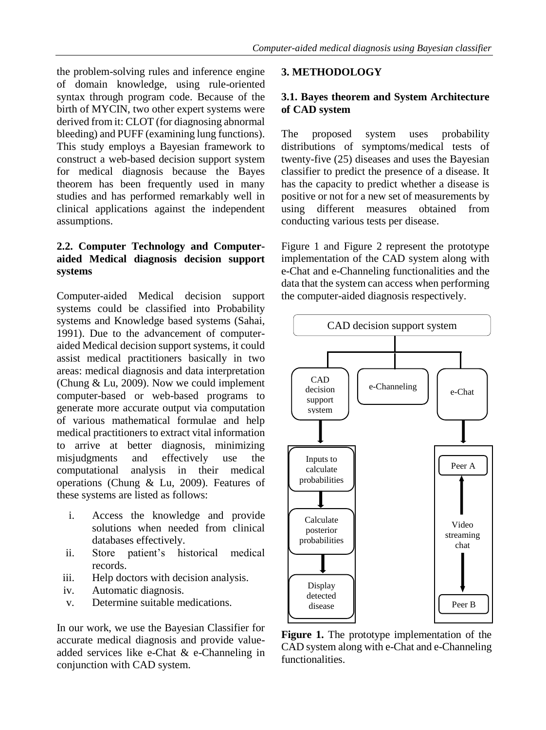the problem-solving rules and inference engine of domain knowledge, using rule-oriented syntax through program code. Because of the birth of MYCIN, two other expert systems were derived from it: CLOT (for diagnosing abnormal bleeding) and PUFF (examining lung functions). This study employs a Bayesian framework to construct a web-based decision support system for medical diagnosis because the Bayes theorem has been frequently used in many studies and has performed remarkably well in clinical applications against the independent assumptions.

### 2.2. Computer Technology and Computer-aided Medical diagnosis decision support systems

Computer-aided Medical decision support systems could be classified into Probability systems and Knowledge based systems (Sahai, 1991). Due to the advancement of computer-aided Medical decision support systems, it could assist medical practitioners basically in two areas: medical diagnosis and data interpretation (Chung & Lu, 2009). Now we could implement computer-based or web-based programs to generate more accurate output via computation of various mathematical formulae and help medical practitioners to extract vital information to arrive at better diagnosis, minimizing misjudgments and effectively use the computational analysis in their medical operations (Chung & Lu, 2009). Features of these systems are listed as follows:

i. Access the knowledge and provide solutions when needed from clinical databases effectively.
ii. Store patient's historical medical records.
iii. Help doctors with decision analysis.
iv. Automatic diagnosis.
v. Determine suitable medications.

In our work, we use the Bayesian Classifier for accurate medical diagnosis and provide value-added services like e-Chat & e-Channeling in conjunction with CAD system.

## 3. METHODOLOGY

### 3.1. Bayes theorem and System Architecture of CAD system

The proposed system uses probability distributions of symptoms/medical tests of twenty-five (25) diseases and uses the Bayesian classifier to predict the presence of a disease. It has the capacity to predict whether a disease is positive or not for a new set of measurements by using different measures obtained from conducting various tests per disease.

Figure 1 and Figure 2 represent the prototype implementation of the CAD system along with e-Chat and e-Channeling functionalities and the data that the system can access when performing the computer-aided diagnosis respectively.

CAD decision support system

CAD decision support system | e-Channeling | e-Chat

Inputs to calculate probabilities → Calculate posterior probabilities → Display detected disease

Peer A ↔ Video streaming chat ↔ Peer B

**Figure 1.** The prototype implementation of the CAD system along with e-Chat and e-Channeling functionalities.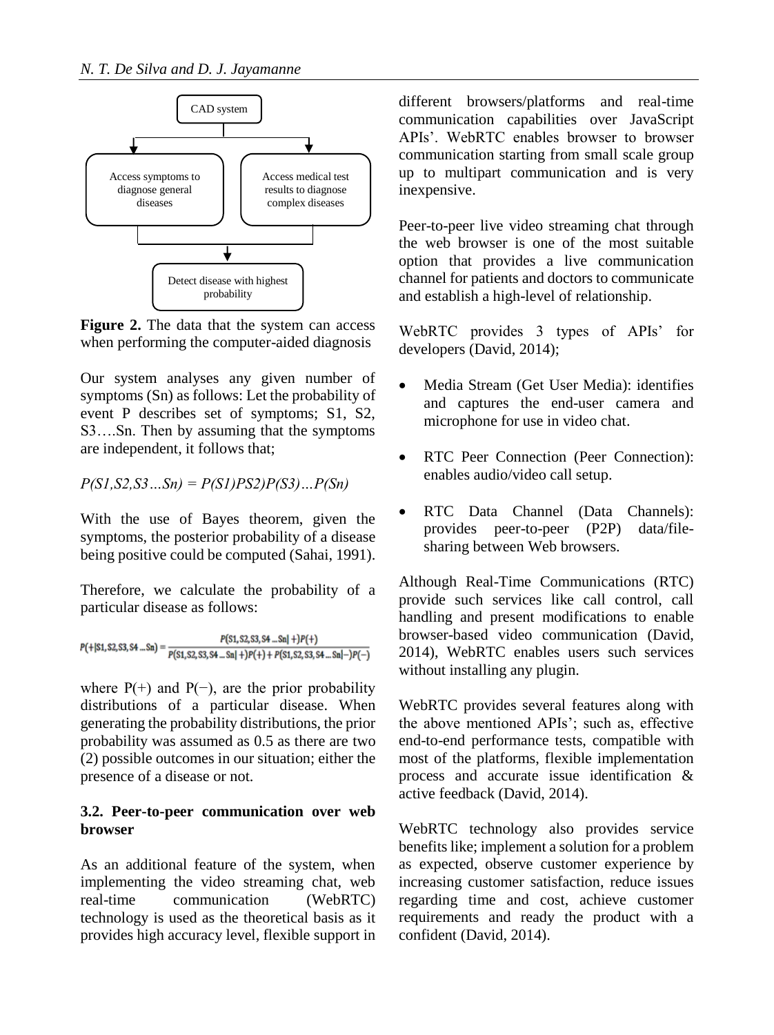CAD system

Access symptoms to diagnose general diseases

Access medical test results to diagnose complex diseases

Detect disease with highest probability

**Figure 2.** The data that the system can access when performing the computer-aided diagnosis

Our system analyses any given number of symptoms (Sn) as follows: Let the probability of event P describes set of symptoms; S1, S2, S3….Sn. Then by assuming that the symptoms are independent, it follows that;

$$P(S1,S2,S3\ldots Sn) = P(S1)PS2)P(S3)\ldots P(Sn)$$

With the use of Bayes theorem, given the symptoms, the posterior probability of a disease being positive could be computed (Sahai, 1991).

Therefore, we calculate the probability of a particular disease as follows:

$$P(+|S1,S2,S3,S4\ldots Sn) = \frac{P(S1,S2,S3,S4\ldots Sn|+)P(+)}{P(S1,S2,S3,S4\ldots Sn|+)P(+) + P(S1,S2,S3,S4\ldots Sn|-)P(-)}$$

where P(+) and P(−), are the prior probability distributions of a particular disease. When generating the probability distributions, the prior probability was assumed as 0.5 as there are two (2) possible outcomes in our situation; either the presence of a disease or not.

### 3.2. Peer-to-peer communication over web browser

As an additional feature of the system, when implementing the video streaming chat, web real-time communication (WebRTC) technology is used as the theoretical basis as it provides high accuracy level, flexible support in different browsers/platforms and real-time communication capabilities over JavaScript APIs'. WebRTC enables browser to browser communication starting from small scale group up to multipart communication and is very inexpensive.

Peer-to-peer live video streaming chat through the web browser is one of the most suitable option that provides a live communication channel for patients and doctors to communicate and establish a high-level of relationship.

WebRTC provides 3 types of APIs' for developers (David, 2014);

- Media Stream (Get User Media): identifies and captures the end-user camera and microphone for use in video chat.
- RTC Peer Connection (Peer Connection): enables audio/video call setup.
- RTC Data Channel (Data Channels): provides peer-to-peer (P2P) data/file-sharing between Web browsers.

Although Real-Time Communications (RTC) provide such services like call control, call handling and present modifications to enable browser-based video communication (David, 2014), WebRTC enables users such services without installing any plugin.

WebRTC provides several features along with the above mentioned APIs'; such as, effective end-to-end performance tests, compatible with most of the platforms, flexible implementation process and accurate issue identification & active feedback (David, 2014).

WebRTC technology also provides service benefits like; implement a solution for a problem as expected, observe customer experience by increasing customer satisfaction, reduce issues regarding time and cost, achieve customer requirements and ready the product with a confident (David, 2014).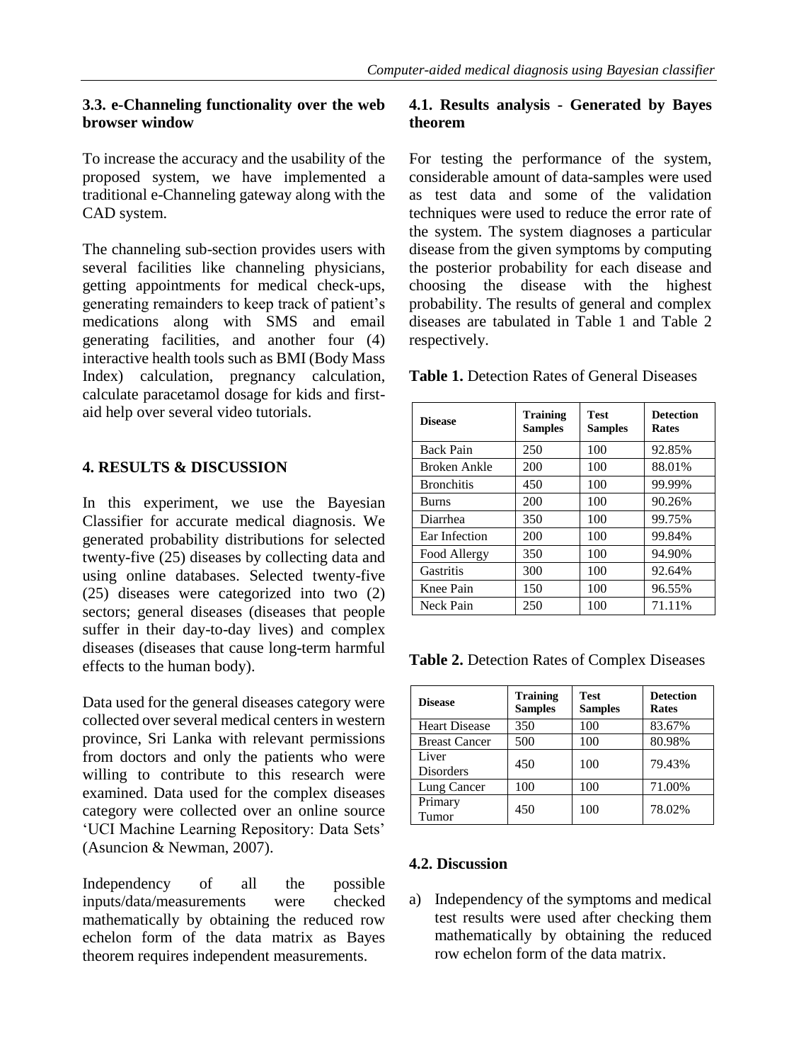### 3.3. e-Channeling functionality over the web browser window

To increase the accuracy and the usability of the proposed system, we have implemented a traditional e-Channeling gateway along with the CAD system.

The channeling sub-section provides users with several facilities like channeling physicians, getting appointments for medical check-ups, generating remainders to keep track of patient's medications along with SMS and email generating facilities, and another four (4) interactive health tools such as BMI (Body Mass Index) calculation, pregnancy calculation, calculate paracetamol dosage for kids and first-aid help over several video tutorials.

## 4. RESULTS & DISCUSSION

In this experiment, we use the Bayesian Classifier for accurate medical diagnosis. We generated probability distributions for selected twenty-five (25) diseases by collecting data and using online databases. Selected twenty-five (25) diseases were categorized into two (2) sectors; general diseases (diseases that people suffer in their day-to-day lives) and complex diseases (diseases that cause long-term harmful effects to the human body).

Data used for the general diseases category were collected over several medical centers in western province, Sri Lanka with relevant permissions from doctors and only the patients who were willing to contribute to this research were examined. Data used for the complex diseases category were collected over an online source 'UCI Machine Learning Repository: Data Sets' (Asuncion & Newman, 2007).

Independency of all the possible inputs/data/measurements were checked mathematically by obtaining the reduced row echelon form of the data matrix as Bayes theorem requires independent measurements.

### 4.1. Results analysis - Generated by Bayes theorem

For testing the performance of the system, considerable amount of data-samples were used as test data and some of the validation techniques were used to reduce the error rate of the system. The system diagnoses a particular disease from the given symptoms by computing the posterior probability for each disease and choosing the disease with the highest probability. The results of general and complex diseases are tabulated in Table 1 and Table 2 respectively.

**Table 1.** Detection Rates of General Diseases

| Disease | Training Samples | Test Samples | Detection Rates |
|---|---|---|---|
| Back Pain | 250 | 100 | 92.85% |
| Broken Ankle | 200 | 100 | 88.01% |
| Bronchitis | 450 | 100 | 99.99% |
| Burns | 200 | 100 | 90.26% |
| Diarrhea | 350 | 100 | 99.75% |
| Ear Infection | 200 | 100 | 99.84% |
| Food Allergy | 350 | 100 | 94.90% |
| Gastritis | 300 | 100 | 92.64% |
| Knee Pain | 150 | 100 | 96.55% |
| Neck Pain | 250 | 100 | 71.11% |

**Table 2.** Detection Rates of Complex Diseases

| Disease | Training Samples | Test Samples | Detection Rates |
|---|---|---|---|
| Heart Disease | 350 | 100 | 83.67% |
| Breast Cancer | 500 | 100 | 80.98% |
| Liver Disorders | 450 | 100 | 79.43% |
| Lung Cancer | 100 | 100 | 71.00% |
| Primary Tumor | 450 | 100 | 78.02% |

### 4.2. Discussion

a) Independency of the symptoms and medical test results were used after checking them mathematically by obtaining the reduced row echelon form of the data matrix.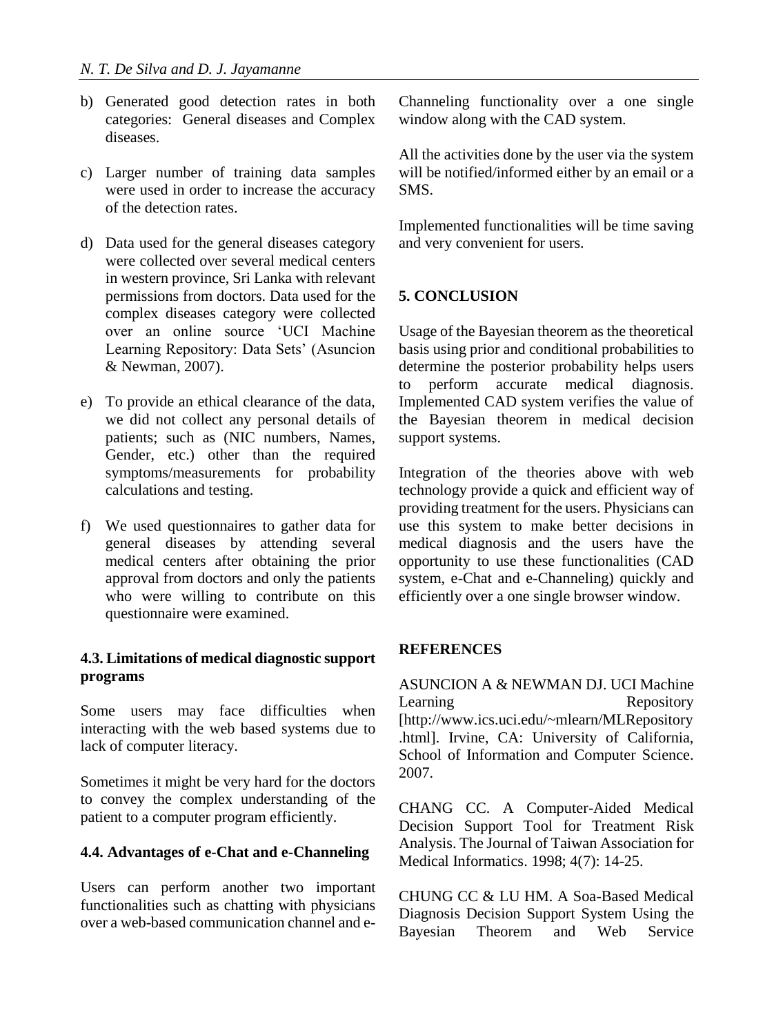b) Generated good detection rates in both categories: General diseases and Complex diseases.

c) Larger number of training data samples were used in order to increase the accuracy of the detection rates.

d) Data used for the general diseases category were collected over several medical centers in western province, Sri Lanka with relevant permissions from doctors. Data used for the complex diseases category were collected over an online source 'UCI Machine Learning Repository: Data Sets' (Asuncion & Newman, 2007).

e) To provide an ethical clearance of the data, we did not collect any personal details of patients; such as (NIC numbers, Names, Gender, etc.) other than the required symptoms/measurements for probability calculations and testing.

f) We used questionnaires to gather data for general diseases by attending several medical centers after obtaining the prior approval from doctors and only the patients who were willing to contribute on this questionnaire were examined.

### 4.3. Limitations of medical diagnostic support programs

Some users may face difficulties when interacting with the web based systems due to lack of computer literacy.

Sometimes it might be very hard for the doctors to convey the complex understanding of the patient to a computer program efficiently.

### 4.4. Advantages of e-Chat and e-Channeling

Users can perform another two important functionalities such as chatting with physicians over a web-based communication channel and e-Channeling functionality over a one single window along with the CAD system.

All the activities done by the user via the system will be notified/informed either by an email or a SMS.

Implemented functionalities will be time saving and very convenient for users.

## 5. CONCLUSION

Usage of the Bayesian theorem as the theoretical basis using prior and conditional probabilities to determine the posterior probability helps users to perform accurate medical diagnosis. Implemented CAD system verifies the value of the Bayesian theorem in medical decision support systems.

Integration of the theories above with web technology provide a quick and efficient way of providing treatment for the users. Physicians can use this system to make better decisions in medical diagnosis and the users have the opportunity to use these functionalities (CAD system, e-Chat and e-Channeling) quickly and efficiently over a one single browser window.

## REFERENCES

ASUNCION A & NEWMAN DJ. UCI Machine Learning Repository [http://www.ics.uci.edu/~mlearn/MLRepository.html]. Irvine, CA: University of California, School of Information and Computer Science. 2007.

CHANG CC. A Computer-Aided Medical Decision Support Tool for Treatment Risk Analysis. The Journal of Taiwan Association for Medical Informatics. 1998; 4(7): 14-25.

CHUNG CC & LU HM. A Soa-Based Medical Diagnosis Decision Support System Using the Bayesian Theorem and Web Service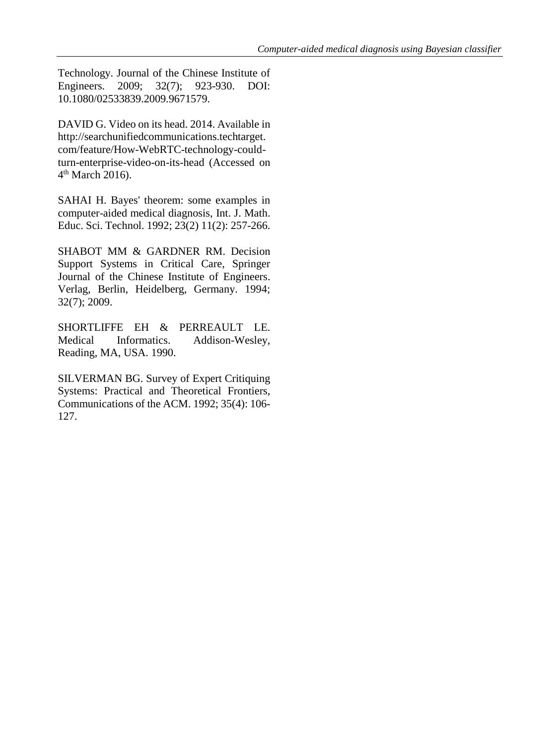Technology. Journal of the Chinese Institute of Engineers. 2009; 32(7); 923-930. DOI: 10.1080/02533839.2009.9671579.

DAVID G. Video on its head. 2014. Available in http://searchunifiedcommunications.techtarget.com/feature/How-WebRTC-technology-could-turn-enterprise-video-on-its-head (Accessed on 4th March 2016).

SAHAI H. Bayes' theorem: some examples in computer-aided medical diagnosis, Int. J. Math. Educ. Sci. Technol. 1992; 23(2) 11(2): 257-266.

SHABOT MM & GARDNER RM. Decision Support Systems in Critical Care, Springer Journal of the Chinese Institute of Engineers. Verlag, Berlin, Heidelberg, Germany. 1994; 32(7); 2009.

SHORTLIFFE EH & PERREAULT LE. Medical Informatics. Addison-Wesley, Reading, MA, USA. 1990.

SILVERMAN BG. Survey of Expert Critiquing Systems: Practical and Theoretical Frontiers, Communications of the ACM. 1992; 35(4): 106-127.